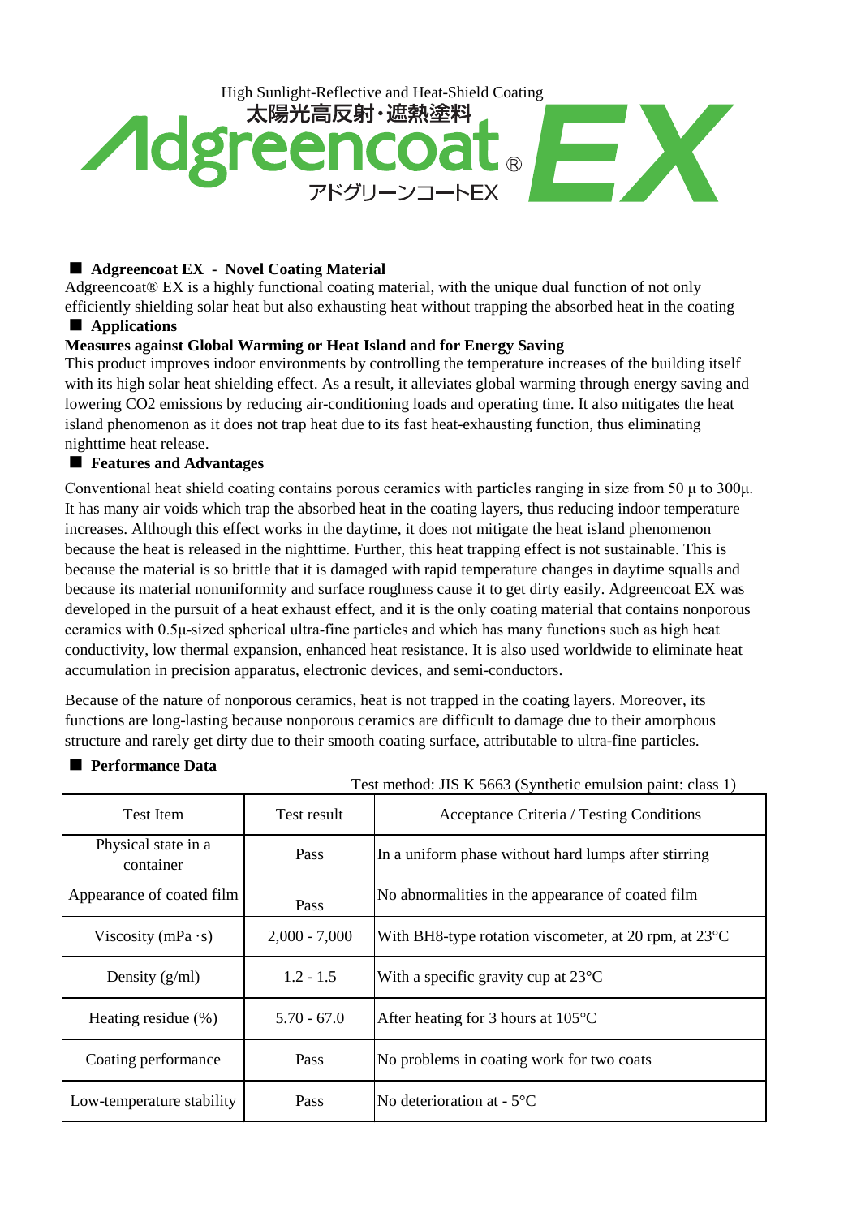High Sunlight-Reflective and Heat-Shield Coating
太陽光高反射・遮熱塗料

# Adgreencoat® EX

アドグリーンコートEX

## ■ Adgreencoat EX - Novel Coating Material

Adgreencoat® EX is a highly functional coating material, with the unique dual function of not only efficiently shielding solar heat but also exhausting heat without trapping the absorbed heat in the coating

## ■ Applications

**Measures against Global Warming or Heat Island and for Energy Saving**

This product improves indoor environments by controlling the temperature increases of the building itself with its high solar heat shielding effect. As a result, it alleviates global warming through energy saving and lowering $CO_2$ emissions by reducing air-conditioning loads and operating time. It also mitigates the heat island phenomenon as it does not trap heat due to its fast heat-exhausting function, thus eliminating nighttime heat release.

## ■ Features and Advantages

Conventional heat shield coating contains porous ceramics with particles ranging in size from 50 µ to 300µ. It has many air voids which trap the absorbed heat in the coating layers, thus reducing indoor temperature increases. Although this effect works in the daytime, it does not mitigate the heat island phenomenon because the heat is released in the nighttime. Further, this heat trapping effect is not sustainable. This is because the material is so brittle that it is damaged with rapid temperature changes in daytime squalls and because its material nonuniformity and surface roughness cause it to get dirty easily. Adgreencoat EX was developed in the pursuit of a heat exhaust effect, and it is the only coating material that contains nonporous ceramics with 0.5µ-sized spherical ultra-fine particles and which has many functions such as high heat conductivity, low thermal expansion, enhanced heat resistance. It is also used worldwide to eliminate heat accumulation in precision apparatus, electronic devices, and semi-conductors.

Because of the nature of nonporous ceramics, heat is not trapped in the coating layers. Moreover, its functions are long-lasting because nonporous ceramics are difficult to damage due to their amorphous structure and rarely get dirty due to their smooth coating surface, attributable to ultra-fine particles.

## ■ Performance Data

Test method: JIS K 5663 (Synthetic emulsion paint: class 1)

| Test Item | Test result | Acceptance Criteria / Testing Conditions |
|---|---|---|
| Physical state in a container | Pass | In a uniform phase without hard lumps after stirring |
| Appearance of coated film | Pass | No abnormalities in the appearance of coated film |
| Viscosity (mPa ·s) | 2,000 - 7,000 | With BH8-type rotation viscometer, at 20 rpm, at 23°C |
| Density (g/ml) | 1.2 - 1.5 | With a specific gravity cup at 23°C |
| Heating residue (%) | 5.70 - 67.0 | After heating for 3 hours at 105°C |
| Coating performance | Pass | No problems in coating work for two coats |
| Low-temperature stability | Pass | No deterioration at - 5°C |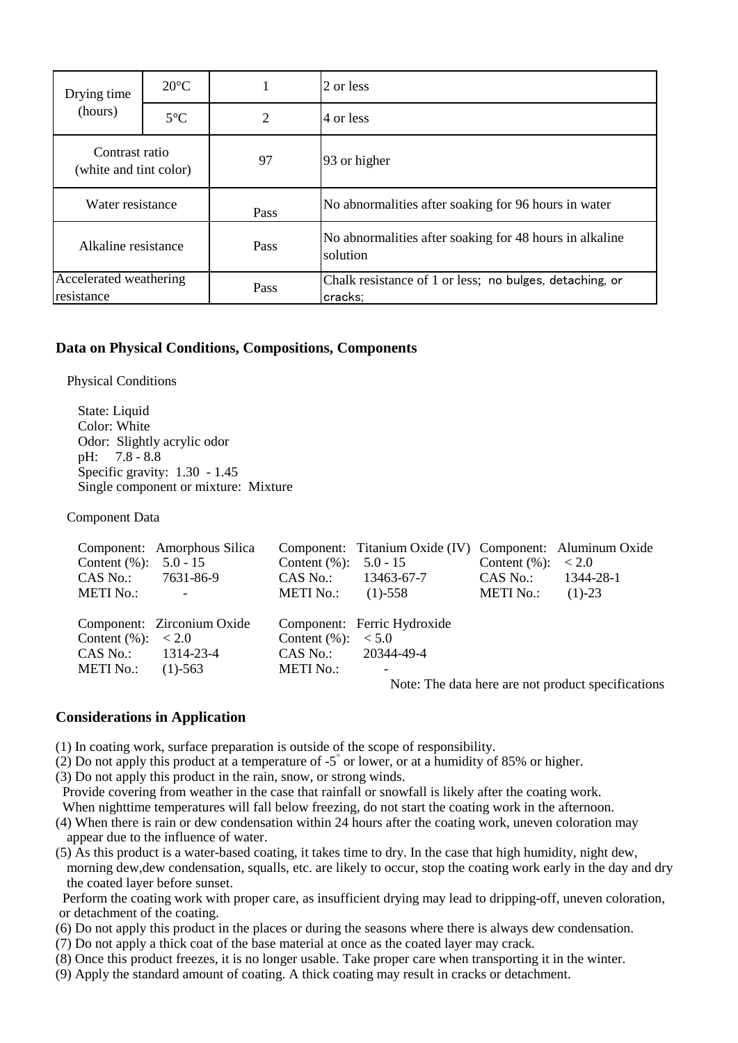| | | | |
|---|---|---|---|
| Drying time (hours) | 20°C | 1 | 2 or less |
| | 5°C | 2 | 4 or less |
| Contrast ratio (white and tint color) | | 97 | 93 or higher |
| Water resistance | | Pass | No abnormalities after soaking for 96 hours in water |
| Alkaline resistance | | Pass | No abnormalities after soaking for 48 hours in alkaline solution |
| Accelerated weathering resistance | | Pass | Chalk resistance of 1 or less; no bulges, detaching, or cracks; |

## Data on Physical Conditions, Compositions, Components

Physical Conditions

State: Liquid
Color: White
Odor: Slightly acrylic odor
pH: 7.8 - 8.8
Specific gravity: 1.30 - 1.45
Single component or mixture: Mixture

Component Data

Component: Amorphous Silica
Content (%): 5.0 - 15
CAS No.: 7631-86-9
METI No.: -

Component: Titanium Oxide (IV)
Content (%): 5.0 - 15
CAS No.: 13463-67-7
METI No.: (1)-558

Component: Aluminum Oxide
Content (%): < 2.0
CAS No.: 1344-28-1
METI No.: (1)-23

Component: Zirconium Oxide
Content (%): < 2.0
CAS No.: 1314-23-4
METI No.: (1)-563

Component: Ferric Hydroxide
Content (%): < 5.0
CAS No.: 20344-49-4
METI No.: -

Note: The data here are not product specifications

## Considerations in Application

(1) In coating work, surface preparation is outside of the scope of responsibility.
(2) Do not apply this product at a temperature of -5° or lower, or at a humidity of 85% or higher.
(3) Do not apply this product in the rain, snow, or strong winds.
Provide covering from weather in the case that rainfall or snowfall is likely after the coating work.
When nighttime temperatures will fall below freezing, do not start the coating work in the afternoon.
(4) When there is rain or dew condensation within 24 hours after the coating work, uneven coloration may appear due to the influence of water.
(5) As this product is a water-based coating, it takes time to dry. In the case that high humidity, night dew, morning dew,dew condensation, squalls, etc. are likely to occur, stop the coating work early in the day and dry the coated layer before sunset.
Perform the coating work with proper care, as insufficient drying may lead to dripping-off, uneven coloration, or detachment of the coating.
(6) Do not apply this product in the places or during the seasons where there is always dew condensation.
(7) Do not apply a thick coat of the base material at once as the coated layer may crack.
(8) Once this product freezes, it is no longer usable. Take proper care when transporting it in the winter.
(9) Apply the standard amount of coating. A thick coating may result in cracks or detachment.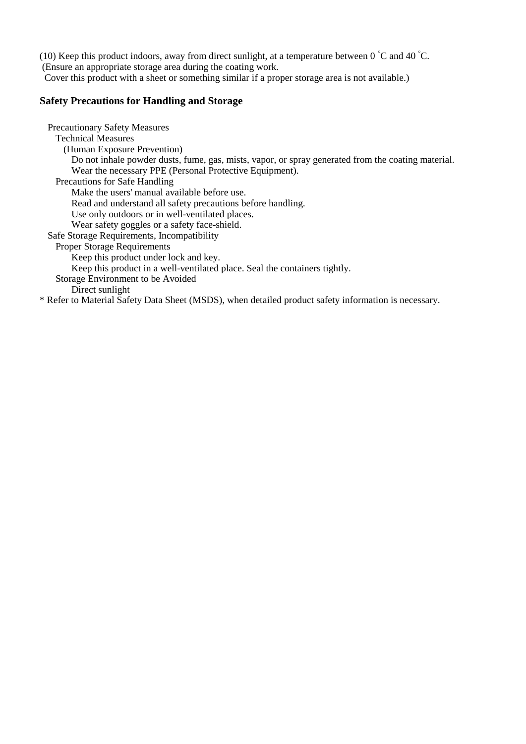(10) Keep this product indoors, away from direct sunlight, at a temperature between 0 °C and 40 °C.
(Ensure an appropriate storage area during the coating work.
Cover this product with a sheet or something similar if a proper storage area is not available.)

## Safety Precautions for Handling and Storage

- Precautionary Safety Measures
  - Technical Measures
    - (Human Exposure Prevention)
      - Do not inhale powder dusts, fume, gas, mists, vapor, or spray generated from the coating material.
      - Wear the necessary PPE (Personal Protective Equipment).
  - Precautions for Safe Handling
    - Make the users' manual available before use.
    - Read and understand all safety precautions before handling.
    - Use only outdoors or in well-ventilated places.
    - Wear safety goggles or a safety face-shield.
- Safe Storage Requirements, Incompatibility
  - Proper Storage Requirements
    - Keep this product under lock and key.
    - Keep this product in a well-ventilated place. Seal the containers tightly.
  - Storage Environment to be Avoided
    - Direct sunlight

* Refer to Material Safety Data Sheet (MSDS), when detailed product safety information is necessary.